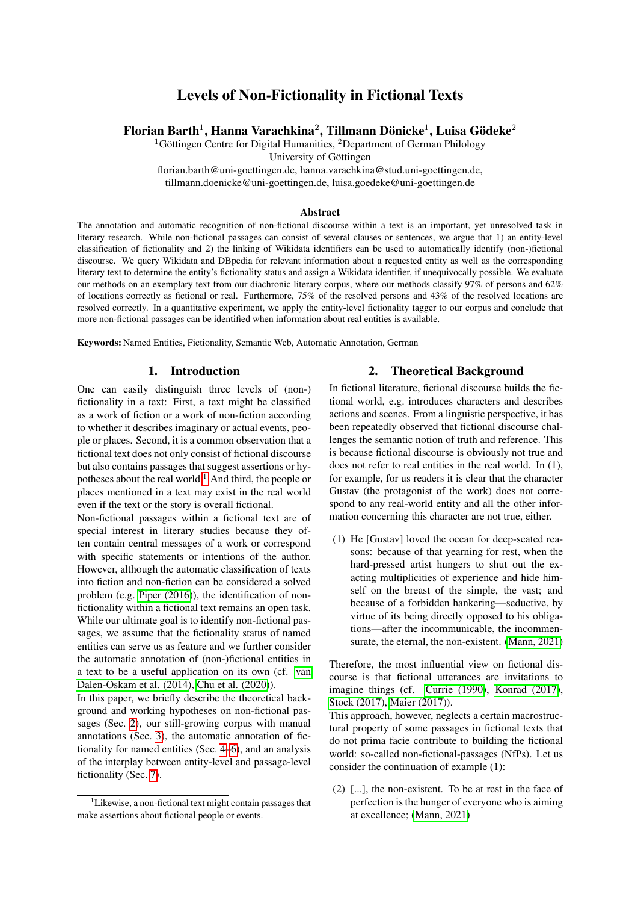# Levels of Non-Fictionality in Fictional Texts

**Florian Barth[1], Hanna Varachkina[2], Tillmann Dönicke[1], Luisa Gödeke[2]**

[1]Göttingen Centre for Digital Humanities, [2]Department of German Philology
University of Göttingen
florian.barth@uni-goettingen.de, hanna.varachkina@stud.uni-goettingen.de,
tillmann.doenicke@uni-goettingen.de, luisa.goedeke@uni-goettingen.de

## Abstract

The annotation and automatic recognition of non-fictional discourse within a text is an important, yet unresolved task in literary research. While non-fictional passages can consist of several clauses or sentences, we argue that 1) an entity-level classification of fictionality and 2) the linking of Wikidata identifiers can be used to automatically identify (non-)fictional discourse. We query Wikidata and DBpedia for relevant information about a requested entity as well as the corresponding literary text to determine the entity's fictionality status and assign a Wikidata identifier, if unequivocally possible. We evaluate our methods on an exemplary text from our diachronic literary corpus, where our methods classify 97% of persons and 62% of locations correctly as fictional or real. Furthermore, 75% of the resolved persons and 43% of the resolved locations are resolved correctly. In a quantitative experiment, we apply the entity-level fictionality tagger to our corpus and conclude that more non-fictional passages can be identified when information about real entities is available.

**Keywords:** Named Entities, Fictionality, Semantic Web, Automatic Annotation, German

## 1. Introduction

One can easily distinguish three levels of (non-) fictionality in a text: First, a text might be classified as a work of fiction or a work of non-fiction according to whether it describes imaginary or actual events, people or places. Second, it is a common observation that a fictional text does not only consist of fictional discourse but also contains passages that suggest assertions or hypotheses about the real world.[1] And third, the people or places mentioned in a text may exist in the real world even if the text or the story is overall fictional.

Non-fictional passages within a fictional text are of special interest in literary studies because they often contain central messages of a work or correspond with specific statements or intentions of the author. However, although the automatic classification of texts into fiction and non-fiction can be considered a solved problem (e.g. Piper (2016)), the identification of non-fictionality within a fictional text remains an open task. While our ultimate goal is to identify non-fictional passages, we assume that the fictionality status of named entities can serve us as feature and we further consider the automatic annotation of (non-)fictional entities in a text to be a useful application on its own (cf. van Dalen-Oskam et al. (2014), Chu et al. (2020)).

In this paper, we briefly describe the theoretical background and working hypotheses on non-fictional passages (Sec. 2), our still-growing corpus with manual annotations (Sec. 3), the automatic annotation of fictionality for named entities (Sec. 4–6), and an analysis of the interplay between entity-level and passage-level fictionality (Sec. 7).

[1]Likewise, a non-fictional text might contain passages that make assertions about fictional people or events.

## 2. Theoretical Background

In fictional literature, fictional discourse builds the fictional world, e.g. introduces characters and describes actions and scenes. From a linguistic perspective, it has been repeatedly observed that fictional discourse challenges the semantic notion of truth and reference. This is because fictional discourse is obviously not true and does not refer to real entities in the real world. In (1), for example, for us readers it is clear that the character Gustav (the protagonist of the work) does not correspond to any real-world entity and all the other information concerning this character are not true, either.

(1) He [Gustav] loved the ocean for deep-seated reasons: because of that yearning for rest, when the hard-pressed artist hungers to shut out the exacting multiplicities of experience and hide himself on the breast of the simple, the vast; and because of a forbidden hankering—seductive, by virtue of its being directly opposed to his obligations—after the incommunicable, the incommensurate, the eternal, the non-existent. (Mann, 2021)

Therefore, the most influential view on fictional discourse is that fictional utterances are invitations to imagine things (cf. Currie (1990), Konrad (2017), Stock (2017), Maier (2017)).

This approach, however, neglects a certain macrostructural property of some passages in fictional texts that do not prima facie contribute to building the fictional world: so-called non-fictional-passages (NfPs). Let us consider the continuation of example (1):

(2) [...], the non-existent. To be at rest in the face of perfection is the hunger of everyone who is aiming at excellence; (Mann, 2021)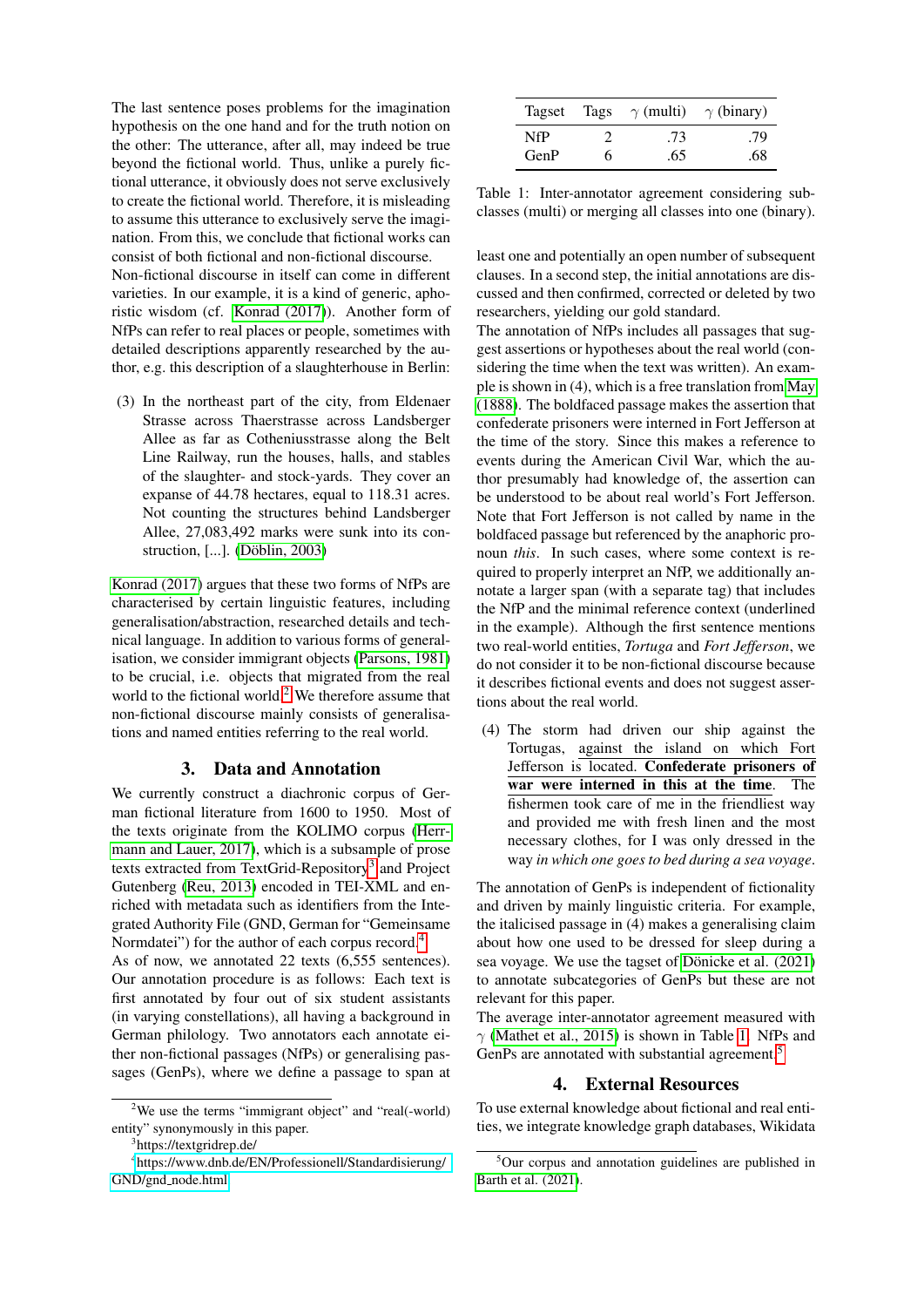The last sentence poses problems for the imagination hypothesis on the one hand and for the truth notion on the other: The utterance, after all, may indeed be true beyond the fictional world. Thus, unlike a purely fictional utterance, it obviously does not serve exclusively to create the fictional world. Therefore, it is misleading to assume this utterance to exclusively serve the imagination. From this, we conclude that fictional works can consist of both fictional and non-fictional discourse.

Non-fictional discourse in itself can come in different varieties. In our example, it is a kind of generic, aphoristic wisdom (cf. Konrad (2017)). Another form of NfPs can refer to real places or people, sometimes with detailed descriptions apparently researched by the author, e.g. this description of a slaughterhouse in Berlin:

(3) In the northeast part of the city, from Eldenaer Strasse across Thaerstrasse across Landsberger Allee as far as Cotheniusstrasse along the Belt Line Railway, run the houses, halls, and stables of the slaughter- and stock-yards. They cover an expanse of 44.78 hectares, equal to 118.31 acres. Not counting the structures behind Landsberger Allee, 27,083,492 marks were sunk into its construction, [...]. (Döblin, 2003)

Konrad (2017) argues that these two forms of NfPs are characterised by certain linguistic features, including generalisation/abstraction, researched details and technical language. In addition to various forms of generalisation, we consider immigrant objects (Parsons, 1981) to be crucial, i.e. objects that migrated from the real world to the fictional world.[2] We therefore assume that non-fictional discourse mainly consists of generalisations and named entities referring to the real world.

## 3. Data and Annotation

We currently construct a diachronic corpus of German fictional literature from 1600 to 1950. Most of the texts originate from the KOLIMO corpus (Herrmann and Lauer, 2017), which is a subsample of prose texts extracted from TextGrid-Repository[3] and Project Gutenberg (Reu, 2013) encoded in TEI-XML and enriched with metadata such as identifiers from the Integrated Authority File (GND, German for "Gemeinsame Normdatei") for the author of each corpus record.[4]

As of now, we annotated 22 texts (6,555 sentences). Our annotation procedure is as follows: Each text is first annotated by four out of six student assistants (in varying constellations), all having a background in German philology. Two annotators each annotate either non-fictional passages (NfPs) or generalising passages (GenPs), where we define a passage to span at least one and potentially an open number of subsequent clauses. In a second step, the initial annotations are discussed and then confirmed, corrected or deleted by two researchers, yielding our gold standard.

| Tagset | Tags | $\gamma$ (multi) | $\gamma$ (binary) |
|---|---|---|---|
| NfP | 2 | .73 | .79 |
| GenP | 6 | .65 | .68 |

Table 1: Inter-annotator agreement considering subclasses (multi) or merging all classes into one (binary).

The annotation of NfPs includes all passages that suggest assertions or hypotheses about the real world (considering the time when the text was written). An example is shown in (4), which is a free translation from May (1888). The boldfaced passage makes the assertion that confederate prisoners were interned in Fort Jefferson at the time of the story. Since this makes a reference to events during the American Civil War, which the author presumably had knowledge of, the assertion can be understood to be about real world's Fort Jefferson. Note that Fort Jefferson is not called by name in the boldfaced passage but referenced by the anaphoric pronoun *this*. In such cases, where some context is required to properly interpret an NfP, we additionally annotate a larger span (with a separate tag) that includes the NfP and the minimal reference context (underlined in the example). Although the first sentence mentions two real-world entities, *Tortuga* and *Fort Jefferson*, we do not consider it to be non-fictional discourse because it describes fictional events and does not suggest assertions about the real world.

(4) The storm had driven our ship against the Tortugas, against the island on which Fort Jefferson is located. **Confederate prisoners of war were interned in this at the time**. The fishermen took care of me in the friendliest way and provided me with fresh linen and the most necessary clothes, for I was only dressed in the way *in which one goes to bed during a sea voyage*.

The annotation of GenPs is independent of fictionality and driven by mainly linguistic criteria. For example, the italicised passage in (4) makes a generalising claim about how one used to be dressed for sleep during a sea voyage. We use the tagset of Dönicke et al. (2021) to annotate subcategories of GenPs but these are not relevant for this paper.

The average inter-annotator agreement measured with $\gamma$ (Mathet et al., 2015) is shown in Table 1. NfPs and GenPs are annotated with substantial agreement.[5]

## 4. External Resources

To use external knowledge about fictional and real entities, we integrate knowledge graph databases, Wikidata

[2] We use the terms "immigrant object" and "real(-world) entity" synonymously in this paper.

[3] https://textgridrep.de/

[4] https://www.dnb.de/EN/Professionell/Standardisierung/GND/gnd_node.html

[5] Our corpus and annotation guidelines are published in Barth et al. (2021).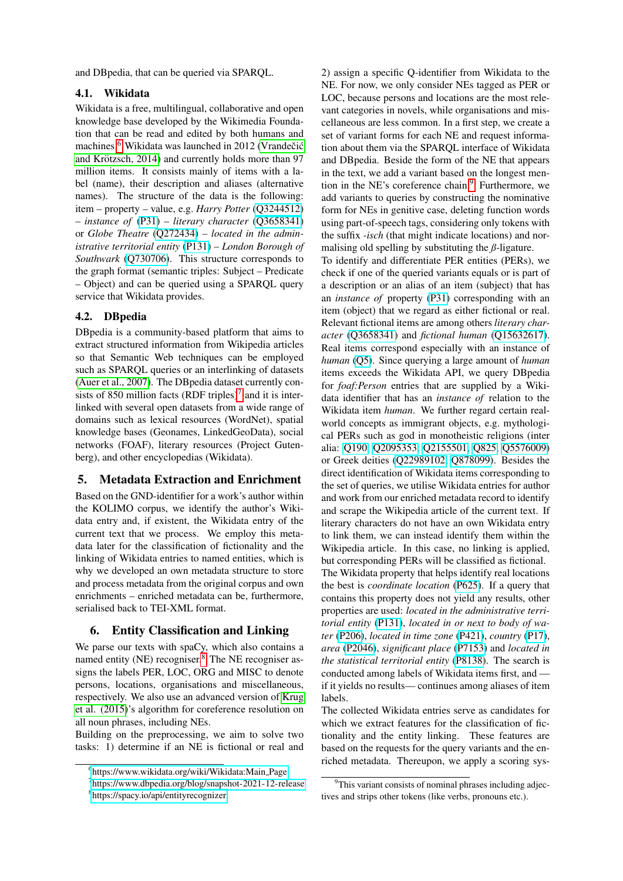and DBpedia, that can be queried via SPARQL.

### 4.1. Wikidata

Wikidata is a free, multilingual, collaborative and open knowledge base developed by the Wikimedia Foundation that can be read and edited by both humans and machines.[6] Wikidata was launched in 2012 (Vrandečić and Krötzsch, 2014) and currently holds more than 97 million items. It consists mainly of items with a label (name), their description and aliases (alternative names). The structure of the data is the following: item – property – value, e.g. *Harry Potter* (Q3244512) – *instance of* (P31) – *literary character* (Q3658341) or *Globe Theatre* (Q272434) – *located in the administrative territorial entity* (P131) – *London Borough of Southwark* (Q730706). This structure corresponds to the graph format (semantic triples: Subject – Predicate – Object) and can be queried using a SPARQL query service that Wikidata provides.

### 4.2. DBpedia

DBpedia is a community-based platform that aims to extract structured information from Wikipedia articles so that Semantic Web techniques can be employed such as SPARQL queries or an interlinking of datasets (Auer et al., 2007). The DBpedia dataset currently consists of 850 million facts (RDF triples)[7] and it is interlinked with several open datasets from a wide range of domains such as lexical resources (WordNet), spatial knowledge bases (Geonames, LinkedGeoData), social networks (FOAF), literary resources (Project Gutenberg), and other encyclopedias (Wikidata).

## 5. Metadata Extraction and Enrichment

Based on the GND-identifier for a work's author within the KOLIMO corpus, we identify the author's Wikidata entry and, if existent, the Wikidata entry of the current text that we process. We employ this metadata later for the classification of fictionality and the linking of Wikidata entries to named entities, which is why we developed an own metadata structure to store and process metadata from the original corpus and own enrichments – enriched metadata can be, furthermore, serialised back to TEI-XML format.

## 6. Entity Classification and Linking

We parse our texts with spaCy, which also contains a named entity (NE) recogniser.[8] The NE recogniser assigns the labels PER, LOC, ORG and MISC to denote persons, locations, organisations and miscellaneous, respectively. We also use an advanced version of Krug et al. (2015)'s algorithm for coreference resolution on all noun phrases, including NEs.

Building on the preprocessing, we aim to solve two tasks: 1) determine if an NE is fictional or real and 2) assign a specific Q-identifier from Wikidata to the NE. For now, we only consider NEs tagged as PER or LOC, because persons and locations are the most relevant categories in novels, while organisations and miscellaneous are less common. In a first step, we create a set of variant forms for each NE and request information about them via the SPARQL interface of Wikidata and DBpedia. Beside the form of the NE that appears in the text, we add a variant based on the longest mention in the NE's coreference chain.[9] Furthermore, we add variants to queries by constructing the nominative form for NEs in genitive case, deleting function words using part-of-speech tags, considering only tokens with the suffix *-isch* (that might indicate locations) and normalising old spelling by substituting the *ß*-ligature.

To identify and differentiate PER entities (PERs), we check if one of the queried variants equals or is part of a description or an alias of an item (subject) that has an *instance of* property (P31) corresponding with an item (object) that we regard as either fictional or real. Relevant fictional items are among others *literary character* (Q3658341) and *fictional human* (Q15632617). Real items correspond especially with an instance of *human* (Q5). Since querying a large amount of *human* items exceeds the Wikidata API, we query DBpedia for *foaf:Person* entries that are supplied by a Wikidata identifier that has an *instance of* relation to the Wikidata item *human*. We further regard certain real-world concepts as immigrant objects, e.g. mythological PERs such as god in monotheistic religions (inter alia: Q190, Q2095353, Q2155501, Q825, Q5576009) or Greek deities (Q22989102, Q878099). Besides the direct identification of Wikidata items corresponding to the set of queries, we utilise Wikidata entries for author and work from our enriched metadata record to identify and scrape the Wikipedia article of the current text. If literary characters do not have an own Wikidata entry to link them, we can instead identify them within the Wikipedia article. In this case, no linking is applied, but corresponding PERs will be classified as fictional.

The Wikidata property that helps identify real locations the best is *coordinate location* (P625). If a query that contains this property does not yield any results, other properties are used: *located in the administrative territorial entity* (P131), *located in or next to body of water* (P206), *located in time zone* (P421), *country* (P17), *area* (P2046), *significant place* (P7153) and *located in the statistical territorial entity* (P8138). The search is conducted among labels of Wikidata items first, and — if it yields no results— continues among aliases of item labels.

The collected Wikidata entries serve as candidates for which we extract features for the classification of fictionality and the entity linking. These features are based on the requests for the query variants and the enriched metadata. Thereupon, we apply a scoring sys-

---

[6] https://www.wikidata.org/wiki/Wikidata:Main_Page

[7] https://www.dbpedia.org/blog/snapshot-2021-12-release

[8] https://spacy.io/api/entityrecognizer

[9] This variant consists of nominal phrases including adjectives and strips other tokens (like verbs, pronouns etc.).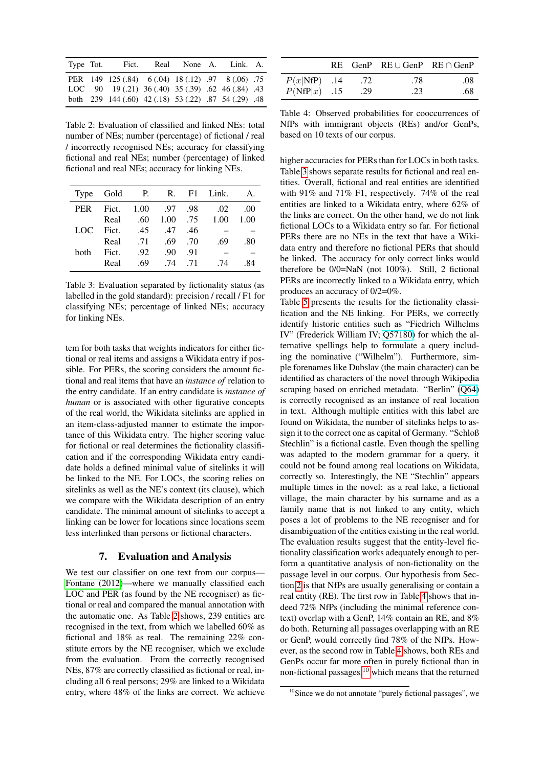| Type | Tot. | Fict. | Real | None | A. | Link. | A. |
|---|---|---|---|---|---|---|---|
| PER | 149 | 125 (.84) | 6 (.04) | 18 (.12) | .97 | 8 (.06) | .75 |
| LOC | 90 | 19 (.21) | 36 (.40) | 35 (.39) | .62 | 46 (.84) | .43 |
| both | 239 | 144 (.60) | 42 (.18) | 53 (.22) | .87 | 54 (.29) | .48 |

Table 2: Evaluation of classified and linked NEs: total number of NEs; number (percentage) of fictional / real / incorrectly recognised NEs; accuracy for classifying fictional and real NEs; number (percentage) of linked fictional and real NEs; accuracy for linking NEs.

| Type | Gold | P. | R. | F1 | Link. | A. |
|---|---|---|---|---|---|---|
| PER | Fict. | 1.00 | .97 | .98 | .02 | .00 |
| | Real | .60 | 1.00 | .75 | 1.00 | 1.00 |
| LOC | Fict. | .45 | .47 | .46 | – | – |
| | Real | .71 | .69 | .70 | .69 | .80 |
| both | Fict. | .92 | .90 | .91 | – | – |
| | Real | .69 | .74 | .71 | .74 | .84 |

Table 3: Evaluation separated by fictionality status (as labelled in the gold standard): precision / recall / F1 for classifying NEs; percentage of linked NEs; accuracy for linking NEs.

tem for both tasks that weights indicators for either fictional or real items and assigns a Wikidata entry if possible. For PERs, the scoring considers the amount fictional and real items that have an *instance of* relation to the entry candidate. If an entry candidate is *instance of human* or is associated with other figurative concepts of the real world, the Wikidata sitelinks are applied in an item-class-adjusted manner to estimate the importance of this Wikidata entry. The higher scoring value for fictional or real determines the fictionality classification and if the corresponding Wikidata entry candidate holds a defined minimal value of sitelinks it will be linked to the NE. For LOCs, the scoring relies on sitelinks as well as the NE's context (its clause), which we compare with the Wikidata description of an entry candidate. The minimal amount of sitelinks to accept a linking can be lower for locations since locations seem less interlinked than persons or fictional characters.

## 7. Evaluation and Analysis

We test our classifier on one text from our corpus—Fontane (2012)—where we manually classified each LOC and PER (as found by the NE recogniser) as fictional or real and compared the manual annotation with the automatic one. As Table 2 shows, 239 entities are recognised in the text, from which we labelled 60% as fictional and 18% as real. The remaining 22% constitute errors by the NE recogniser, which we exclude from the evaluation. From the correctly recognised NEs, 87% are correctly classified as fictional or real, including all 6 real persons; 29% are linked to a Wikidata entry, where 48% of the links are correct. We achieve

| | RE | GenP | RE ∪ GenP | RE ∩ GenP |
|---|---|---|---|---|
| $P(x\|\text{NfP})$ | .14 | .72 | .78 | .08 |
| $P(\text{NfP}\|x)$ | .15 | .29 | .23 | .68 |

Table 4: Observed probabilities for cooccurrences of NfPs with immigrant objects (REs) and/or GenPs, based on 10 texts of our corpus.

higher accuracies for PERs than for LOCs in both tasks. Table 3 shows separate results for fictional and real entities. Overall, fictional and real entities are identified with 91% and 71% F1, respectively. 74% of the real entities are linked to a Wikidata entry, where 62% of the links are correct. On the other hand, we do not link fictional LOCs to a Wikidata entry so far. For fictional PERs there are no NEs in the text that have a Wikidata entry and therefore no fictional PERs that should be linked. The accuracy for only correct links would therefore be 0/0=NaN (not 100%). Still, 2 fictional PERs are incorrectly linked to a Wikidata entry, which produces an accuracy of 0/2=0%.

Table 5 presents the results for the fictionality classification and the NE linking. For PERs, we correctly identify historic entities such as "Fiedrich Wilhelms IV" (Frederick William IV; Q57180) for which the alternative spellings help to formulate a query including the nominative ("Wilhelm"). Furthermore, simple forenames like Dubslav (the main character) can be identified as characters of the novel through Wikipedia scraping based on enriched metadata. "Berlin" (Q64) is correctly recognised as an instance of real location in text. Although multiple entities with this label are found on Wikidata, the number of sitelinks helps to assign it to the correct one as capital of Germany. "Schloß Stechlin" is a fictional castle. Even though the spelling was adapted to the modern grammar for a query, it could not be found among real locations on Wikidata, correctly so. Interestingly, the NE "Stechlin" appears multiple times in the novel: as a real lake, a fictional village, the main character by his surname and as a family name that is not linked to any entity, which poses a lot of problems to the NE recogniser and for disambiguation of the entities existing in the real world. The evaluation results suggest that the entity-level fictionality classification works adequately enough to perform a quantitative analysis of non-fictionality on the passage level in our corpus. Our hypothesis from Section 2 is that NfPs are usually generalising or contain a real entity (RE). The first row in Table 4 shows that indeed 72% NfPs (including the minimal reference context) overlap with a GenP, 14% contain an RE, and 8% do both. Returning all passages overlapping with an RE or GenP, would correctly find 78% of the NfPs. However, as the second row in Table 4 shows, both REs and GenPs occur far more often in purely fictional than in non-fictional passages,[10] which means that the returned

[10] Since we do not annotate "purely fictional passages", we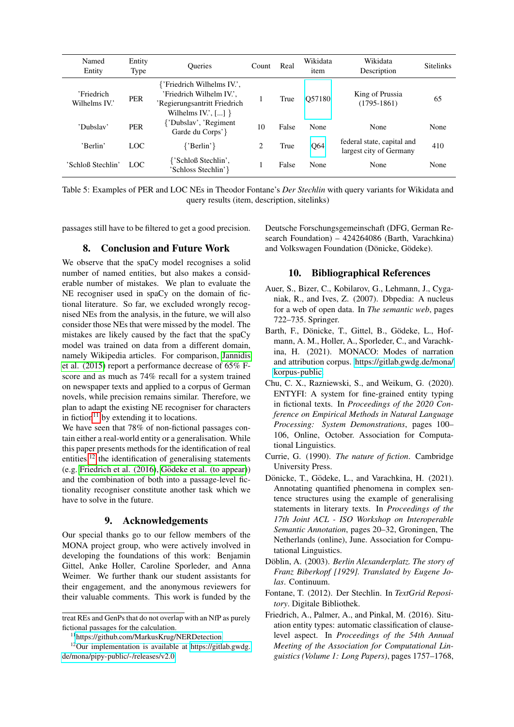| Named Entity | Entity Type | Queries | Count | Real | Wikidata item | Wikidata Description | Sitelinks |
|---|---|---|---|---|---|---|---|
| 'Friedrich Wilhelms IV.' | PER | {'Friedrich Wilhelms IV.', 'Friedrich Wilhelm IV.', 'Regierungsantritt Friedrich Wilhelms IV.', [...] } | 1 | True | Q57180 | King of Prussia (1795-1861) | 65 |
| 'Dubslav' | PER | {'Dubslav', 'Regiment Garde du Corps'} | 10 | False | None | None | None |
| 'Berlin' | LOC | {'Berlin'} | 2 | True | Q64 | federal state, capital and largest city of Germany | 410 |
| 'Schloß Stechlin' | LOC | {'Schloß Stechlin', 'Schloss Stechlin'} | 1 | False | None | None | None |

Table 5: Examples of PER and LOC NEs in Theodor Fontane's *Der Stechlin* with query variants for Wikidata and query results (item, description, sitelinks)

passages still have to be filtered to get a good precision.

## 8. Conclusion and Future Work

We observe that the spaCy model recognises a solid number of named entities, but also makes a considerable number of mistakes. We plan to evaluate the NE recogniser used in spaCy on the domain of fictional literature. So far, we excluded wrongly recognised NEs from the analysis, in the future, we will also consider those NEs that were missed by the model. The mistakes are likely caused by the fact that the spaCy model was trained on data from a different domain, namely Wikipedia articles. For comparison, Jannidis et al. (2015) report a performance decrease of 65% F-score and as much as 74% recall for a system trained on newspaper texts and applied to a corpus of German novels, while precision remains similar. Therefore, we plan to adapt the existing NE recogniser for characters in fiction[11] by extending it to locations.

We have seen that 78% of non-fictional passages contain either a real-world entity or a generalisation. While this paper presents methods for the identification of real entities,[12] the identification of generalising statements (e.g. Friedrich et al. (2016), Gödeke et al. (to appear)) and the combination of both into a passage-level fictionality recogniser constitute another task which we have to solve in the future.

## 9. Acknowledgements

Our special thanks go to our fellow members of the MONA project group, who were actively involved in developing the foundations of this work: Benjamin Gittel, Anke Holler, Caroline Sporleder, and Anna Weimer. We further thank our student assistants for their engagement, and the anonymous reviewers for their valuable comments. This work is funded by the Deutsche Forschungsgemeinschaft (DFG, German Research Foundation) – 424264086 (Barth, Varachkina) and Volkswagen Foundation (Dönicke, Gödeke).

treat REs and GenPs that do not overlap with an NfP as purely fictional passages for the calculation.

[11] https://github.com/MarkusKrug/NERDetection

[12] Our implementation is available at https://gitlab.gwdg.de/mona/pipy-public/-/releases/v2.0

## 10. Bibliographical References

Auer, S., Bizer, C., Kobilarov, G., Lehmann, J., Cyganiak, R., and Ives, Z. (2007). Dbpedia: A nucleus for a web of open data. In *The semantic web*, pages 722–735. Springer.

Barth, F., Dönicke, T., Gittel, B., Gödeke, L., Hofmann, A. M., Holler, A., Sporleder, C., and Varachkina, H. (2021). MONACO: Modes of narration and attribution corpus. https://gitlab.gwdg.de/mona/korpus-public

Chu, C. X., Razniewski, S., and Weikum, G. (2020). ENTYFI: A system for fine-grained entity typing in fictional texts. In *Proceedings of the 2020 Conference on Empirical Methods in Natural Language Processing: System Demonstrations*, pages 100–106, Online, October. Association for Computational Linguistics.

Currie, G. (1990). *The nature of fiction*. Cambridge University Press.

Dönicke, T., Gödeke, L., and Varachkina, H. (2021). Annotating quantified phenomena in complex sentence structures using the example of generalising statements in literary texts. In *Proceedings of the 17th Joint ACL - ISO Workshop on Interoperable Semantic Annotation*, pages 20–32, Groningen, The Netherlands (online), June. Association for Computational Linguistics.

Döblin, A. (2003). *Berlin Alexanderplatz. The story of Franz Biberkopf [1929]. Translated by Eugene Jolas*. Continuum.

Fontane, T. (2012). Der Stechlin. In *TextGrid Repository*. Digitale Bibliothek.

Friedrich, A., Palmer, A., and Pinkal, M. (2016). Situation entity types: automatic classification of clause-level aspect. In *Proceedings of the 54th Annual Meeting of the Association for Computational Linguistics (Volume 1: Long Papers)*, pages 1757–1768,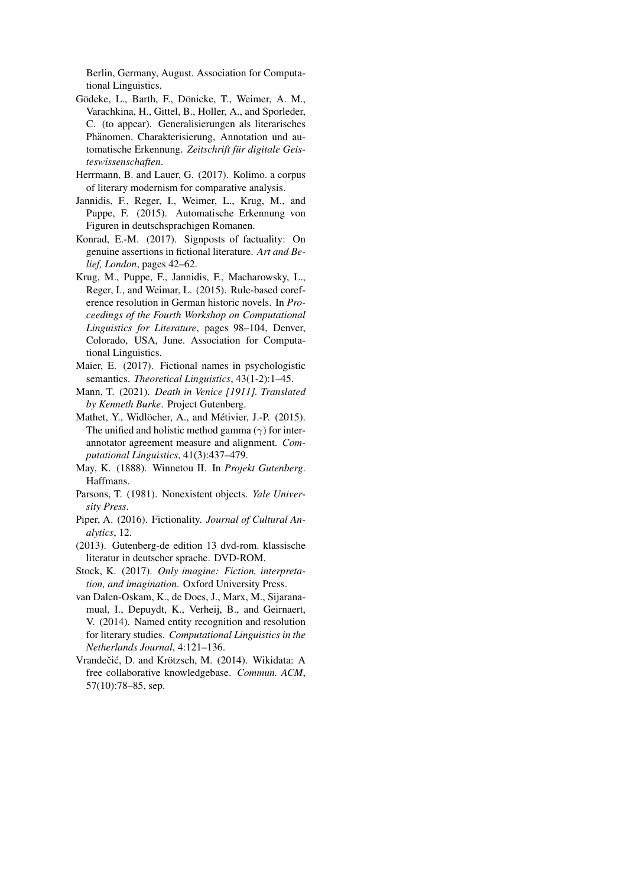Berlin, Germany, August. Association for Computational Linguistics.

Gödeke, L., Barth, F., Dönicke, T., Weimer, A. M., Varachkina, H., Gittel, B., Holler, A., and Sporleder, C. (to appear). Generalisierungen als literarisches Phänomen. Charakterisierung, Annotation und automatische Erkennung. *Zeitschrift für digitale Geisteswissenschaften*.

Herrmann, B. and Lauer, G. (2017). Kolimo. a corpus of literary modernism for comparative analysis.

Jannidis, F., Reger, I., Weimer, L., Krug, M., and Puppe, F. (2015). Automatische Erkennung von Figuren in deutschsprachigen Romanen.

Konrad, E.-M. (2017). Signposts of factuality: On genuine assertions in fictional literature. *Art and Belief, London*, pages 42–62.

Krug, M., Puppe, F., Jannidis, F., Macharowsky, L., Reger, I., and Weimar, L. (2015). Rule-based coreference resolution in German historic novels. In *Proceedings of the Fourth Workshop on Computational Linguistics for Literature*, pages 98–104, Denver, Colorado, USA, June. Association for Computational Linguistics.

Maier, E. (2017). Fictional names in psychologistic semantics. *Theoretical Linguistics*, 43(1-2):1–45.

Mann, T. (2021). *Death in Venice [1911]. Translated by Kenneth Burke*. Project Gutenberg.

Mathet, Y., Widlöcher, A., and Métivier, J.-P. (2015). The unified and holistic method gamma ($\gamma$) for inter-annotator agreement measure and alignment. *Computational Linguistics*, 41(3):437–479.

May, K. (1888). Winnetou II. In *Projekt Gutenberg*. Haffmans.

Parsons, T. (1981). Nonexistent objects. *Yale University Press*.

Piper, A. (2016). Fictionality. *Journal of Cultural Analytics*, 12.

(2013). Gutenberg-de edition 13 dvd-rom. klassische literatur in deutscher sprache. DVD-ROM.

Stock, K. (2017). *Only imagine: Fiction, interpretation, and imagination*. Oxford University Press.

van Dalen-Oskam, K., de Does, J., Marx, M., Sijaranamual, I., Depuydt, K., Verheij, B., and Geirnaert, V. (2014). Named entity recognition and resolution for literary studies. *Computational Linguistics in the Netherlands Journal*, 4:121–136.

Vrandečić, D. and Krötzsch, M. (2014). Wikidata: A free collaborative knowledgebase. *Commun. ACM*, 57(10):78–85, sep.